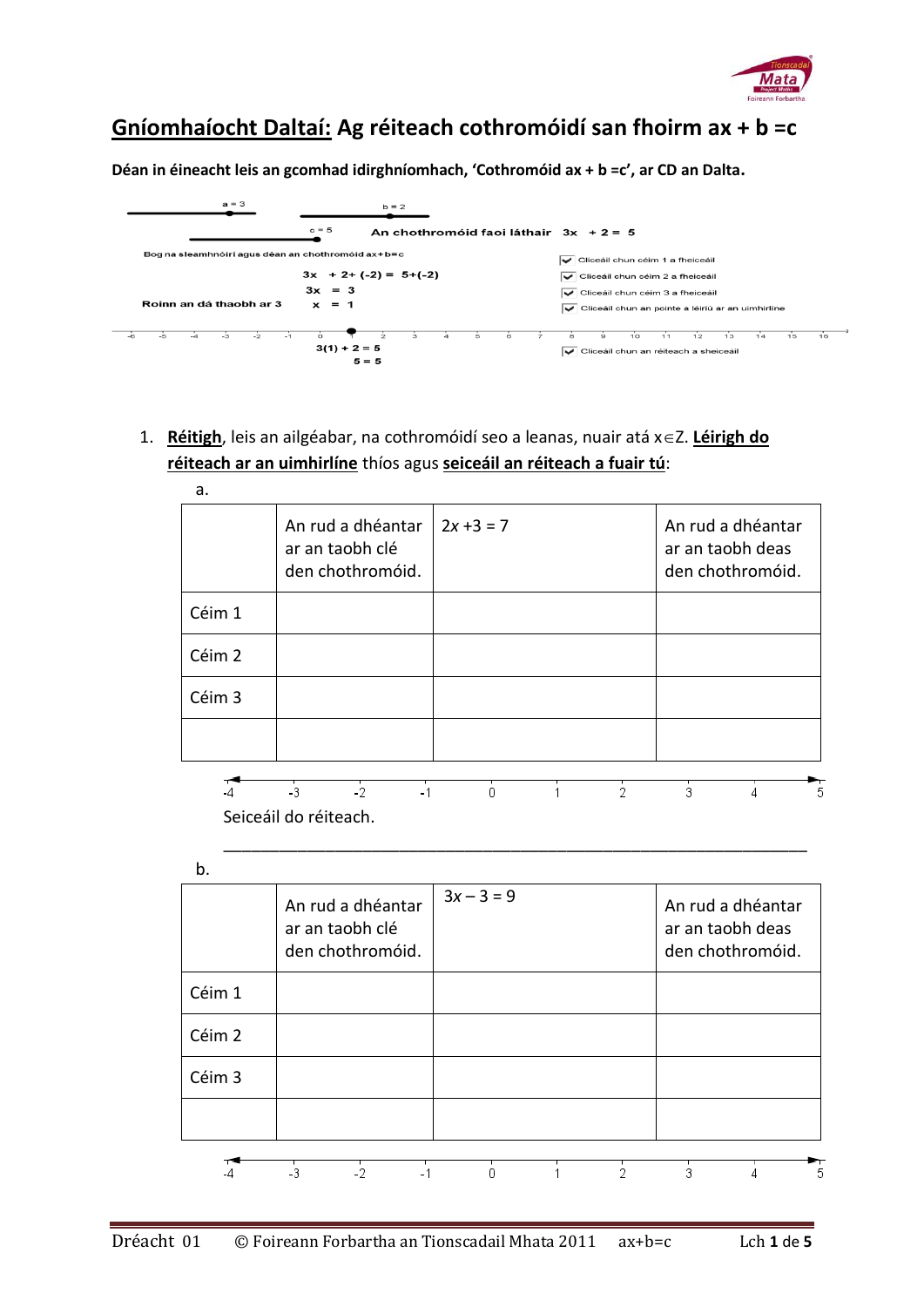# **Gníomhaíocht Daltaí:** Ag réiteach cothromóidí san fhoirm ax + b =c

**Déan in éineacht leis an gcomhad idirghníomhach, 'Cothromóid ax + b =c', ar CD an Dalta.**

a = 3 b = 2 c = 5

An chothromóid faoi láthair 3x + 2 = 5

Bog na sleamhnóirí agus déan an chothromóid ax+b=c

3x + 2+ (-2) = 5+(-2)

3x = 3

Roinn an dá thaobh ar 3 x = 1

Cliceáil chun céim 1 a fheiceáil

Cliceáil chun céim 2 a fheiceáil

Cliceáil chun céim 3 a fheiceáil

Cliceáil chun an pointe a léiriú ar an uimhirlíne

-6 -5 -4 -3 -2 -1 0 1 2 3 4 5 6 7 8 9 10 11 12 13 14 15 16

3(1) + 2 = 5

5 = 5

Cliceáil chun an réiteach a sheiceáil

1. **Réitigh**, leis an ailgéabar, na cothromóidí seo a leanas, nuair atá $x \in Z$. **Léirigh do réiteach ar an uimhirlíne** thíos agus **seiceáil an réiteach a fuair tú**:

   a.

| | An rud a dhéantar ar an taobh clé den chothromóid. | $2x + 3 = 7$ | An rud a dhéantar ar an taobh deas den chothromóid. |
|---|---|---|---|
| Céim 1 | | | |
| Céim 2 | | | |
| Céim 3 | | | |
| | | | |

-4 -3 -2 -1 0 1 2 3 4 5

Seiceáil do réiteach.

___________________________________________________________________

   b.

| | An rud a dhéantar ar an taobh clé den chothromóid. | $3x - 3 = 9$ | An rud a dhéantar ar an taobh deas den chothromóid. |
|---|---|---|---|
| Céim 1 | | | |
| Céim 2 | | | |
| Céim 3 | | | |
| | | | |

-4 -3 -2 -1 0 1 2 3 4 5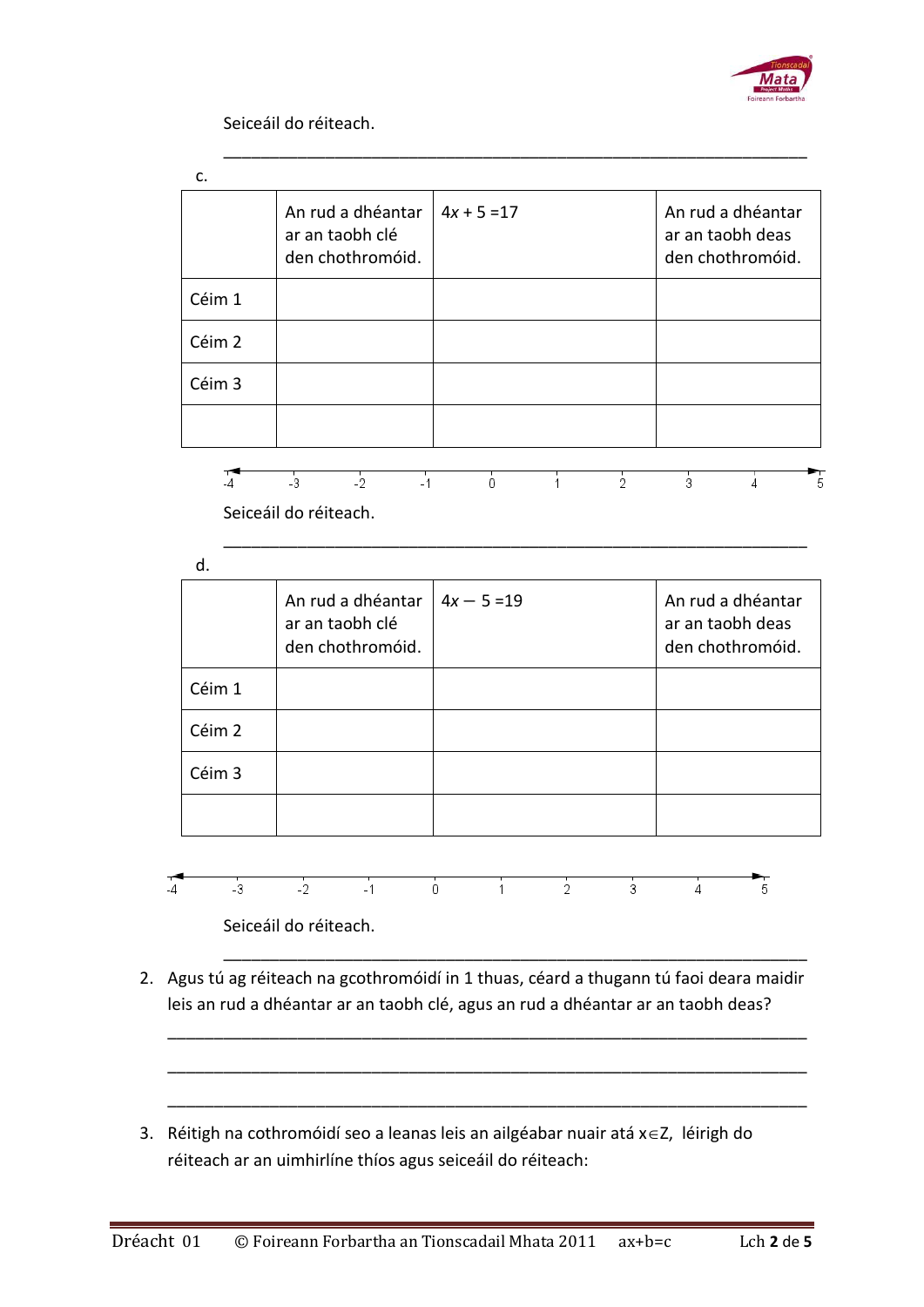Seiceáil do réiteach.

______________________________________________________________________

c.

| | An rud a dhéantar ar an taobh clé den chothromóid. | $4x + 5 = 17$ | An rud a dhéantar ar an taobh deas den chothromóid. |
|---|---|---|---|
| Céim 1 | | | |
| Céim 2 | | | |
| Céim 3 | | | |
| | | | |

-4 -3 -2 -1 0 1 2 3 4 5

Seiceáil do réiteach.

______________________________________________________________________

d.

| | An rud a dhéantar ar an taobh clé den chothromóid. | $4x - 5 = 19$ | An rud a dhéantar ar an taobh deas den chothromóid. |
|---|---|---|---|
| Céim 1 | | | |
| Céim 2 | | | |
| Céim 3 | | | |
| | | | |

-4 -3 -2 -1 0 1 2 3 4 5

Seiceáil do réiteach.

______________________________________________________________________

2. Agus tú ag réiteach na gcothromóidí in 1 thuas, céard a thugann tú faoi deara maidir leis an rud a dhéantar ar an taobh clé, agus an rud a dhéantar ar an taobh deas?

______________________________________________________________________

______________________________________________________________________

______________________________________________________________________

3. Réitigh na cothromóidí seo a leanas leis an ailgéabar nuair atá $x \in Z$, léirigh do réiteach ar an uimhirlíne thíos agus seiceáil do réiteach: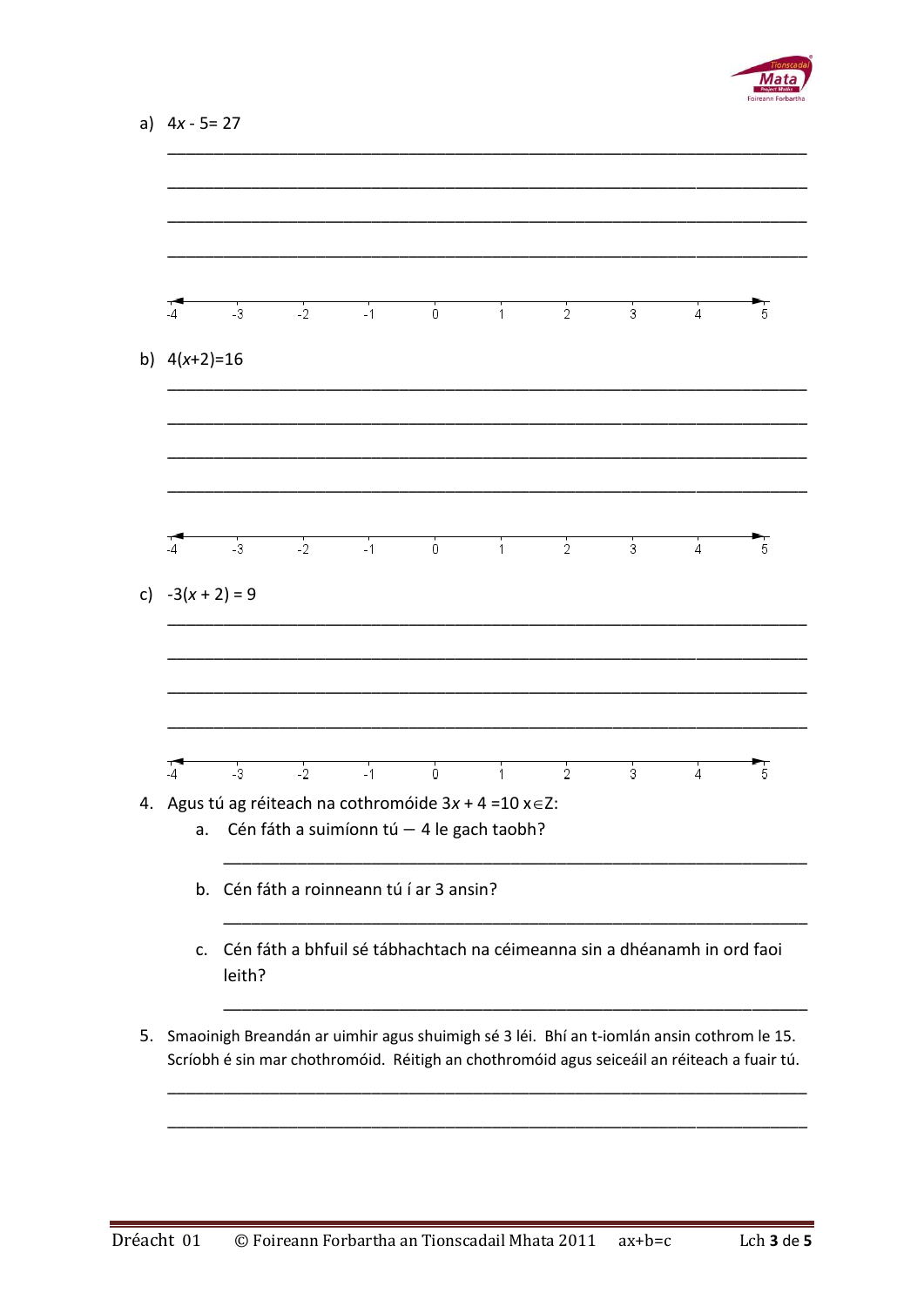a) $4x - 5 = 27$

\_\_\_\_\_\_\_\_\_\_\_\_\_\_\_\_\_\_\_\_\_\_\_\_\_\_\_\_\_\_\_\_\_\_\_\_\_\_\_\_\_\_\_\_\_\_\_\_\_\_\_\_\_\_\_\_\_\_\_\_\_\_\_\_

\_\_\_\_\_\_\_\_\_\_\_\_\_\_\_\_\_\_\_\_\_\_\_\_\_\_\_\_\_\_\_\_\_\_\_\_\_\_\_\_\_\_\_\_\_\_\_\_\_\_\_\_\_\_\_\_\_\_\_\_\_\_\_\_

\_\_\_\_\_\_\_\_\_\_\_\_\_\_\_\_\_\_\_\_\_\_\_\_\_\_\_\_\_\_\_\_\_\_\_\_\_\_\_\_\_\_\_\_\_\_\_\_\_\_\_\_\_\_\_\_\_\_\_\_\_\_\_\_

\_\_\_\_\_\_\_\_\_\_\_\_\_\_\_\_\_\_\_\_\_\_\_\_\_\_\_\_\_\_\_\_\_\_\_\_\_\_\_\_\_\_\_\_\_\_\_\_\_\_\_\_\_\_\_\_\_\_\_\_\_\_\_\_

-4 -3 -2 -1 0 1 2 3 4 5

b) $4(x+2)=16$

\_\_\_\_\_\_\_\_\_\_\_\_\_\_\_\_\_\_\_\_\_\_\_\_\_\_\_\_\_\_\_\_\_\_\_\_\_\_\_\_\_\_\_\_\_\_\_\_\_\_\_\_\_\_\_\_\_\_\_\_\_\_\_\_

\_\_\_\_\_\_\_\_\_\_\_\_\_\_\_\_\_\_\_\_\_\_\_\_\_\_\_\_\_\_\_\_\_\_\_\_\_\_\_\_\_\_\_\_\_\_\_\_\_\_\_\_\_\_\_\_\_\_\_\_\_\_\_\_

\_\_\_\_\_\_\_\_\_\_\_\_\_\_\_\_\_\_\_\_\_\_\_\_\_\_\_\_\_\_\_\_\_\_\_\_\_\_\_\_\_\_\_\_\_\_\_\_\_\_\_\_\_\_\_\_\_\_\_\_\_\_\_\_

\_\_\_\_\_\_\_\_\_\_\_\_\_\_\_\_\_\_\_\_\_\_\_\_\_\_\_\_\_\_\_\_\_\_\_\_\_\_\_\_\_\_\_\_\_\_\_\_\_\_\_\_\_\_\_\_\_\_\_\_\_\_\_\_

-4 -3 -2 -1 0 1 2 3 4 5

c) $-3(x + 2) = 9$

\_\_\_\_\_\_\_\_\_\_\_\_\_\_\_\_\_\_\_\_\_\_\_\_\_\_\_\_\_\_\_\_\_\_\_\_\_\_\_\_\_\_\_\_\_\_\_\_\_\_\_\_\_\_\_\_\_\_\_\_\_\_\_\_

\_\_\_\_\_\_\_\_\_\_\_\_\_\_\_\_\_\_\_\_\_\_\_\_\_\_\_\_\_\_\_\_\_\_\_\_\_\_\_\_\_\_\_\_\_\_\_\_\_\_\_\_\_\_\_\_\_\_\_\_\_\_\_\_

\_\_\_\_\_\_\_\_\_\_\_\_\_\_\_\_\_\_\_\_\_\_\_\_\_\_\_\_\_\_\_\_\_\_\_\_\_\_\_\_\_\_\_\_\_\_\_\_\_\_\_\_\_\_\_\_\_\_\_\_\_\_\_\_

\_\_\_\_\_\_\_\_\_\_\_\_\_\_\_\_\_\_\_\_\_\_\_\_\_\_\_\_\_\_\_\_\_\_\_\_\_\_\_\_\_\_\_\_\_\_\_\_\_\_\_\_\_\_\_\_\_\_\_\_\_\_\_\_

-4 -3 -2 -1 0 1 2 3 4 5

4. Agus tú ag réiteach na cothromóide $3x + 4 = 10$ $x \in Z$:
   a. Cén fáth a suimíonn tú $-$ 4 le gach taobh?

      \_\_\_\_\_\_\_\_\_\_\_\_\_\_\_\_\_\_\_\_\_\_\_\_\_\_\_\_\_\_\_\_\_\_\_\_\_\_\_\_\_\_\_\_\_\_\_\_\_\_\_\_\_\_\_\_

   b. Cén fáth a roinneann tú í ar 3 ansin?

      \_\_\_\_\_\_\_\_\_\_\_\_\_\_\_\_\_\_\_\_\_\_\_\_\_\_\_\_\_\_\_\_\_\_\_\_\_\_\_\_\_\_\_\_\_\_\_\_\_\_\_\_\_\_\_\_

   c. Cén fáth a bhfuil sé tábhachtach na céimeanna sin a dhéanamh in ord faoi leith?

      \_\_\_\_\_\_\_\_\_\_\_\_\_\_\_\_\_\_\_\_\_\_\_\_\_\_\_\_\_\_\_\_\_\_\_\_\_\_\_\_\_\_\_\_\_\_\_\_\_\_\_\_\_\_\_\_

5. Smaoinigh Breandán ar uimhir agus shuimigh sé 3 léi. Bhí an t-iomlán ansin cothrom le 15. Scríobh é sin mar chothromóid. Réitigh an chothromóid agus seiceáil an réiteach a fuair tú.

\_\_\_\_\_\_\_\_\_\_\_\_\_\_\_\_\_\_\_\_\_\_\_\_\_\_\_\_\_\_\_\_\_\_\_\_\_\_\_\_\_\_\_\_\_\_\_\_\_\_\_\_\_\_\_\_\_\_\_\_\_\_\_\_

\_\_\_\_\_\_\_\_\_\_\_\_\_\_\_\_\_\_\_\_\_\_\_\_\_\_\_\_\_\_\_\_\_\_\_\_\_\_\_\_\_\_\_\_\_\_\_\_\_\_\_\_\_\_\_\_\_\_\_\_\_\_\_\_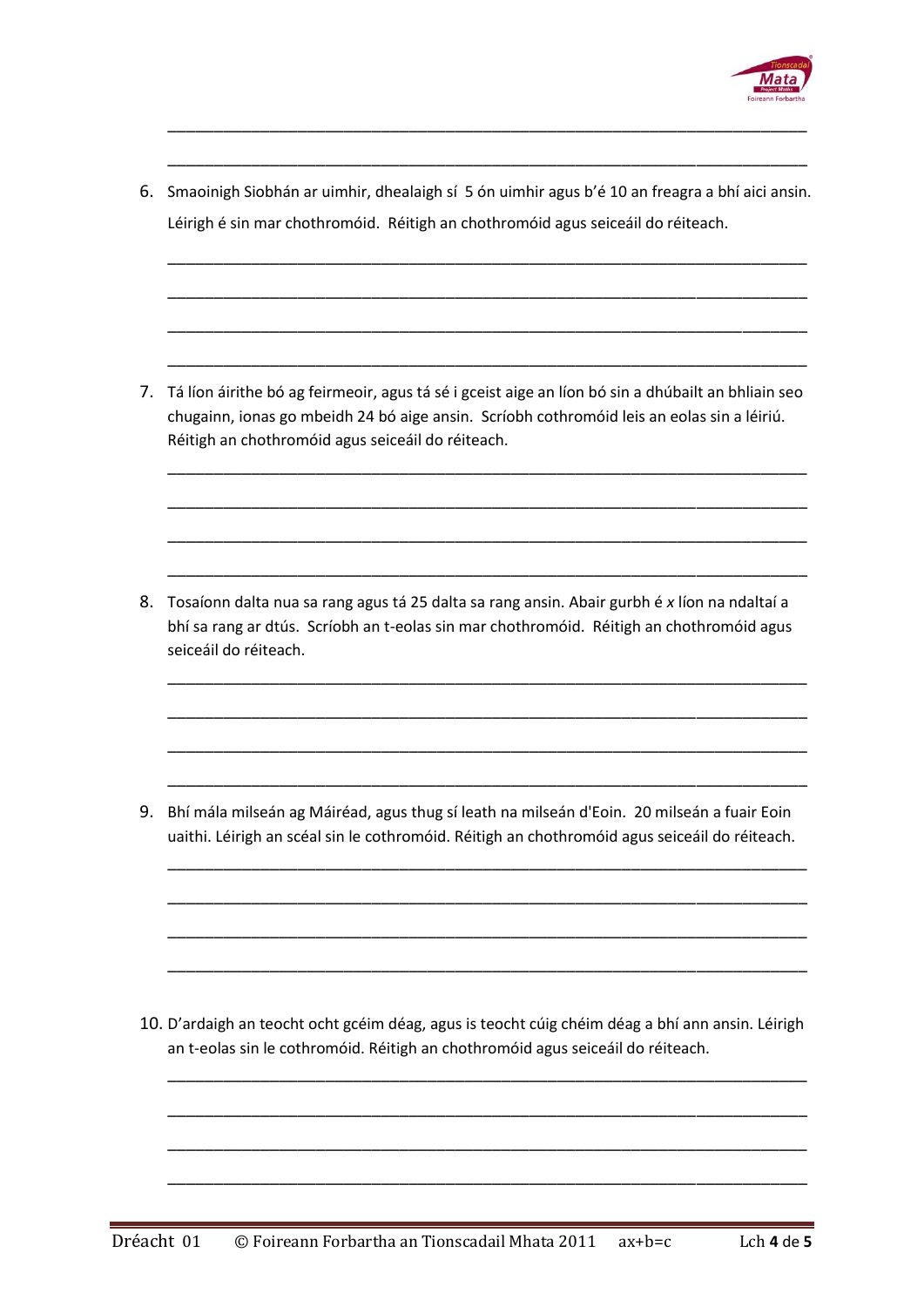6. Smaoinigh Siobhán ar uimhir, dhealaigh sí 5 ón uimhir agus b'é 10 an freagra a bhí aici ansin. Léirigh é sin mar chothromóid. Réitigh an chothromóid agus seiceáil do réiteach.

7. Tá líon áirithe bó ag feirmeoir, agus tá sé i gceist aige an líon bó sin a dhúbailt an bhliain seo chugainn, ionas go mbeidh 24 bó aige ansin. Scríobh cothromóid leis an eolas sin a léiriú. Réitigh an chothromóid agus seiceáil do réiteach.

8. Tosaíonn dalta nua sa rang agus tá 25 dalta sa rang ansin. Abair gurbh é $x$ líon na ndaltaí a bhí sa rang ar dtús. Scríobh an t-eolas sin mar chothromóid. Réitigh an chothromóid agus seiceáil do réiteach.

9. Bhí mála milseán ag Máiréad, agus thug sí leath na milseán d'Eoin. 20 milseán a fuair Eoin uaithi. Léirigh an scéal sin le cothromóid. Réitigh an chothromóid agus seiceáil do réiteach.

10. D'ardaigh an teocht ocht gcéim déag, agus is teocht cúig chéim déag a bhí ann ansin. Léirigh an t-eolas sin le cothromóid. Réitigh an chothromóid agus seiceáil do réiteach.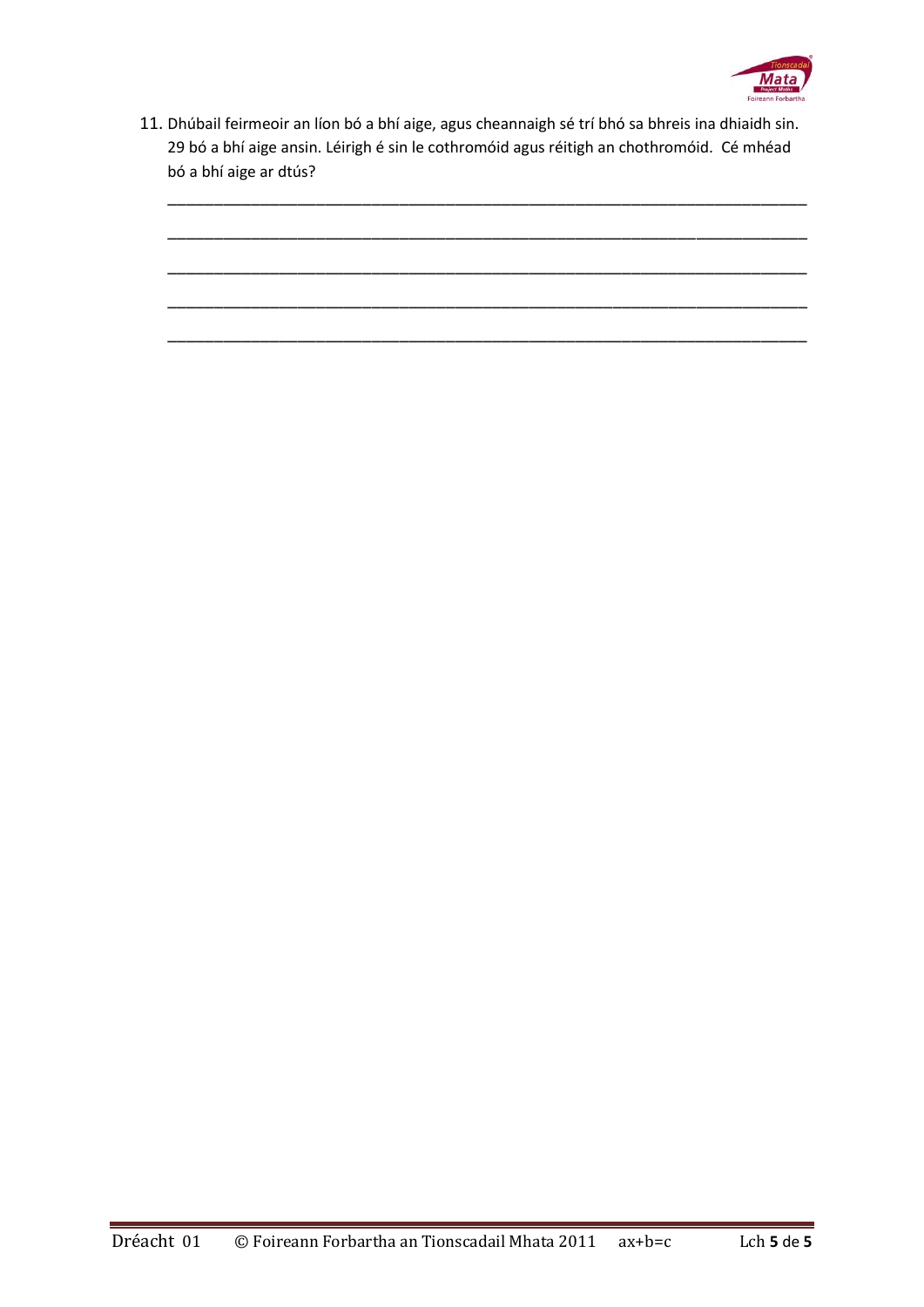11. Dhúbail feirmeoir an líon bó a bhí aige, agus cheannaigh sé trí bhó sa bhreis ina dhiaidh sin. 29 bó a bhí aige ansin. Léirigh é sin le cothromóid agus réitigh an chothromóid. Cé mhéad bó a bhí aige ar dtús?

_______________________________________________________________________________

_______________________________________________________________________________

_______________________________________________________________________________

_______________________________________________________________________________

_______________________________________________________________________________